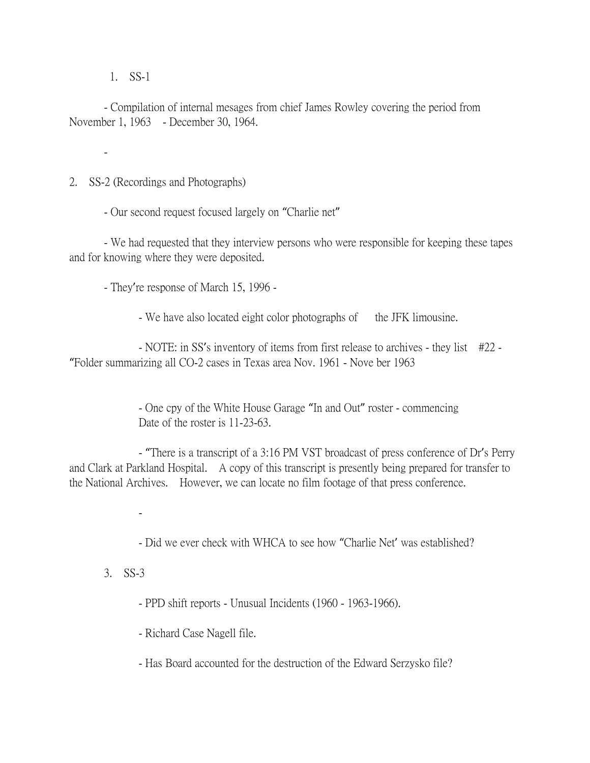1. SS-1

- Compilation of internal mesages from chief James Rowley covering the period from November 1, 1963 - December 30, 1964.

-

2. SS-2 (Recordings and Photographs)

- Our second request focused largely on "Charlie net"

- We had requested that they interview persons who were responsible for keeping these tapes and for knowing where they were deposited.

- They're response of March 15, 1996 -

  - We have also located eight color photographs of the JFK limousine.

  - NOTE: in SS's inventory of items from first release to archives - they list #22 - "Folder summarizing all CO-2 cases in Texas area Nov. 1961 - Nove ber 1963

  - One cpy of the White House Garage "In and Out" roster - commencing Date of the roster is 11-23-63.

  - "There is a transcript of a 3:16 PM VST broadcast of press conference of Dr's Perry and Clark at Parkland Hospital. A copy of this transcript is presently being prepared for transfer to the National Archives. However, we can locate no film footage of that press conference.

  -

  - Did we ever check with WHCA to see how "Charlie Net' was established?

3. SS-3

  - PPD shift reports - Unusual Incidents (1960 - 1963-1966).

  - Richard Case Nagell file.

  - Has Board accounted for the destruction of the Edward Serzysko file?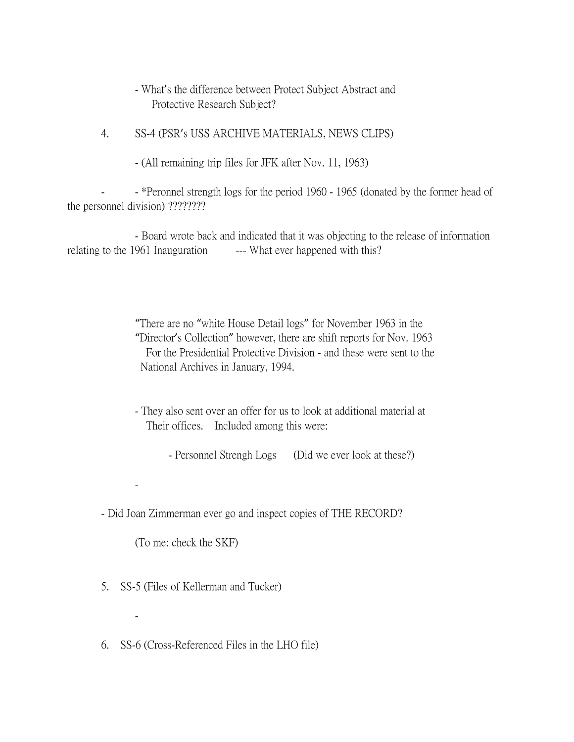- What's the difference between Protect Subject Abstract and Protective Research Subject?

4. SS-4 (PSR's USS ARCHIVE MATERIALS, NEWS CLIPS)

   - (All remaining trip files for JFK after Nov. 11, 1963)

   - - *Peronnel strength logs for the period 1960 - 1965 (donated by the former head of the personnel division) ????????

   - Board wrote back and indicated that it was objecting to the release of information relating to the 1961 Inauguration --- What ever happened with this?

   "There are no "white House Detail logs" for November 1963 in the "Director's Collection" however, there are shift reports for Nov. 1963 For the Presidential Protective Division - and these were sent to the National Archives in January, 1994.

   - They also sent over an offer for us to look at additional material at Their offices. Included among this were:

     - Personnel Strengh Logs (Did we ever look at these?)

   -

- Did Joan Zimmerman ever go and inspect copies of THE RECORD?

  (To me: check the SKF)

5. SS-5 (Files of Kellerman and Tucker)

   -

6. SS-6 (Cross-Referenced Files in the LHO file)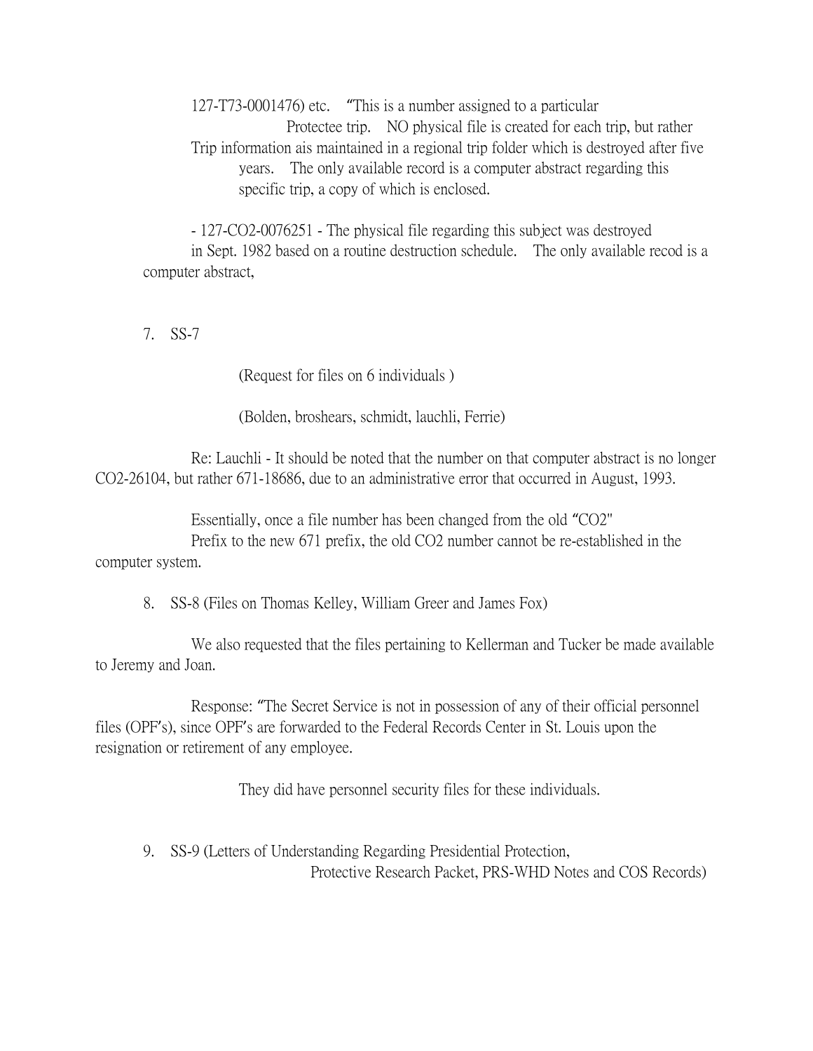127-T73-0001476) etc. "This is a number assigned to a particular Protectee trip. NO physical file is created for each trip, but rather Trip information ais maintained in a regional trip folder which is destroyed after five years. The only available record is a computer abstract regarding this specific trip, a copy of which is enclosed.

- 127-CO2-0076251 - The physical file regarding this subject was destroyed in Sept. 1982 based on a routine destruction schedule. The only available recod is a computer abstract,

7. SS-7

(Request for files on 6 individuals )

(Bolden, broshears, schmidt, lauchli, Ferrie)

Re: Lauchli - It should be noted that the number on that computer abstract is no longer CO2-26104, but rather 671-18686, due to an administrative error that occurred in August, 1993.

Essentially, once a file number has been changed from the old "CO2" Prefix to the new 671 prefix, the old CO2 number cannot be re-established in the computer system.

8. SS-8 (Files on Thomas Kelley, William Greer and James Fox)

We also requested that the files pertaining to Kellerman and Tucker be made available to Jeremy and Joan.

Response: "The Secret Service is not in possession of any of their official personnel files (OPF's), since OPF's are forwarded to the Federal Records Center in St. Louis upon the resignation or retirement of any employee.

They did have personnel security files for these individuals.

9. SS-9 (Letters of Understanding Regarding Presidential Protection, Protective Research Packet, PRS-WHD Notes and COS Records)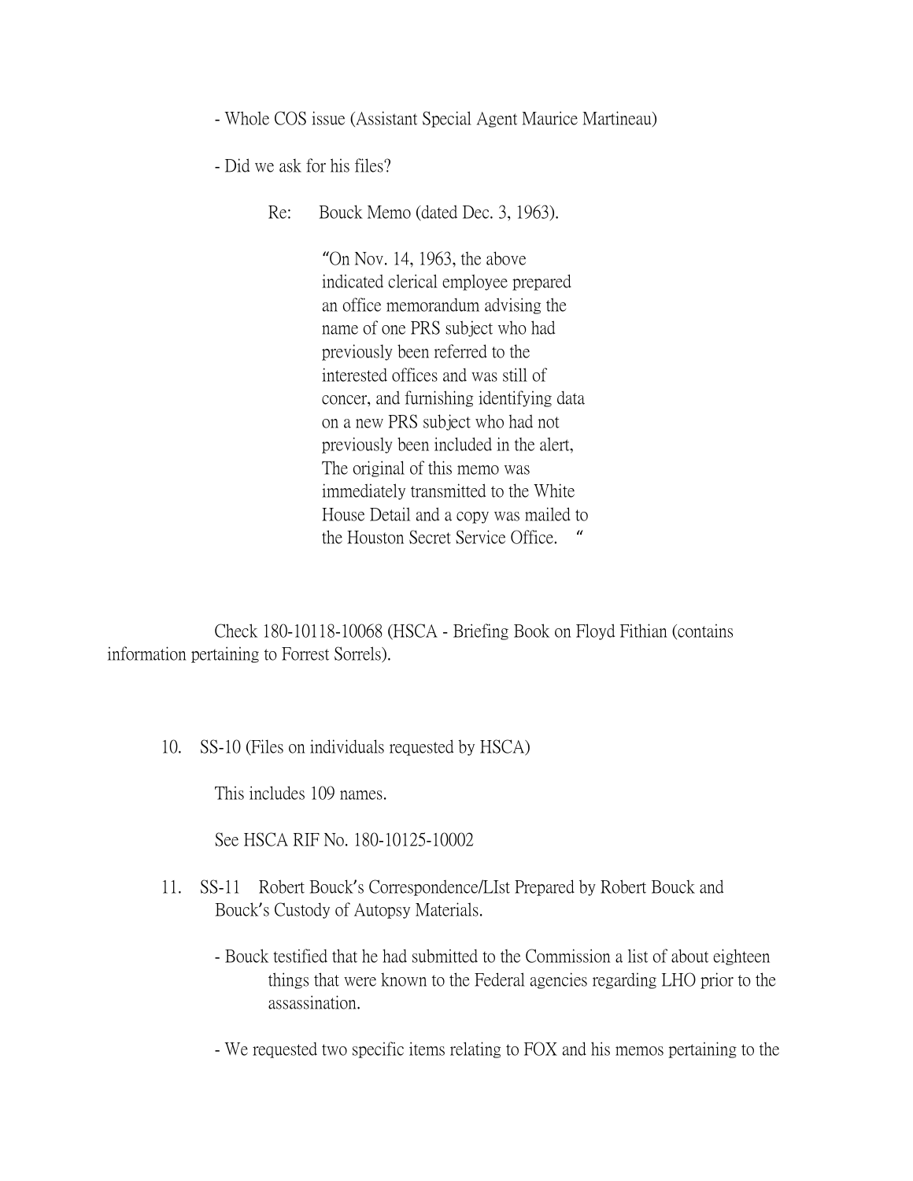- Whole COS issue (Assistant Special Agent Maurice Martineau)

- Did we ask for his files?

Re: Bouck Memo (dated Dec. 3, 1963).

> "On Nov. 14, 1963, the above indicated clerical employee prepared an office memorandum advising the name of one PRS subject who had previously been referred to the interested offices and was still of concer, and furnishing identifying data on a new PRS subject who had not previously been included in the alert, The original of this memo was immediately transmitted to the White House Detail and a copy was mailed to the Houston Secret Service Office. "

Check 180-10118-10068 (HSCA - Briefing Book on Floyd Fithian (contains information pertaining to Forrest Sorrels).

10. SS-10 (Files on individuals requested by HSCA)

    This includes 109 names.

    See HSCA RIF No. 180-10125-10002

11. SS-11 Robert Bouck's Correspondence/LIst Prepared by Robert Bouck and Bouck's Custody of Autopsy Materials.

    - Bouck testified that he had submitted to the Commission a list of about eighteen things that were known to the Federal agencies regarding LHO prior to the assassination.

    - We requested two specific items relating to FOX and his memos pertaining to the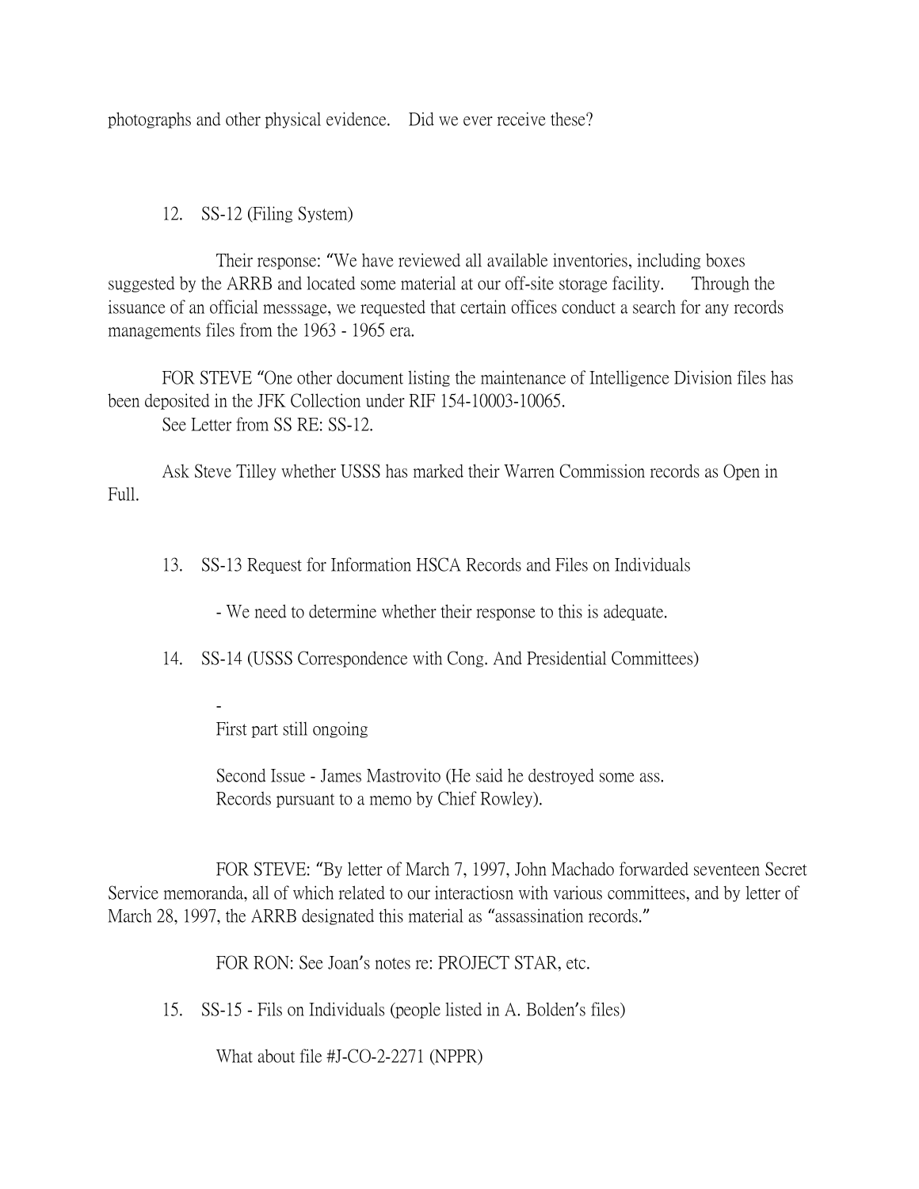photographs and other physical evidence.    Did we ever receive these?

12. SS-12 (Filing System)

Their response: "We have reviewed all available inventories, including boxes suggested by the ARRB and located some material at our off-site storage facility.    Through the issuance of an official messsage, we requested that certain offices conduct a search for any records managements files from the 1963 - 1965 era.

FOR STEVE "One other document listing the maintenance of Intelligence Division files has been deposited in the JFK Collection under RIF 154-10003-10065.
See Letter from SS RE: SS-12.

Ask Steve Tilley whether USSS has marked their Warren Commission records as Open in Full.

13. SS-13 Request for Information HSCA Records and Files on Individuals

- We need to determine whether their response to this is adequate.

14. SS-14 (USSS Correspondence with Cong. And Presidential Committees)

-
First part still ongoing

Second Issue - James Mastrovito (He said he destroyed some ass. Records pursuant to a memo by Chief Rowley).

FOR STEVE: "By letter of March 7, 1997, John Machado forwarded seventeen Secret Service memoranda, all of which related to our interactiosn with various committees, and by letter of March 28, 1997, the ARRB designated this material as "assassination records."

FOR RON: See Joan's notes re: PROJECT STAR, etc.

15. SS-15 - Fils on Individuals (people listed in A. Bolden's files)

What about file #J-CO-2-2271 (NPPR)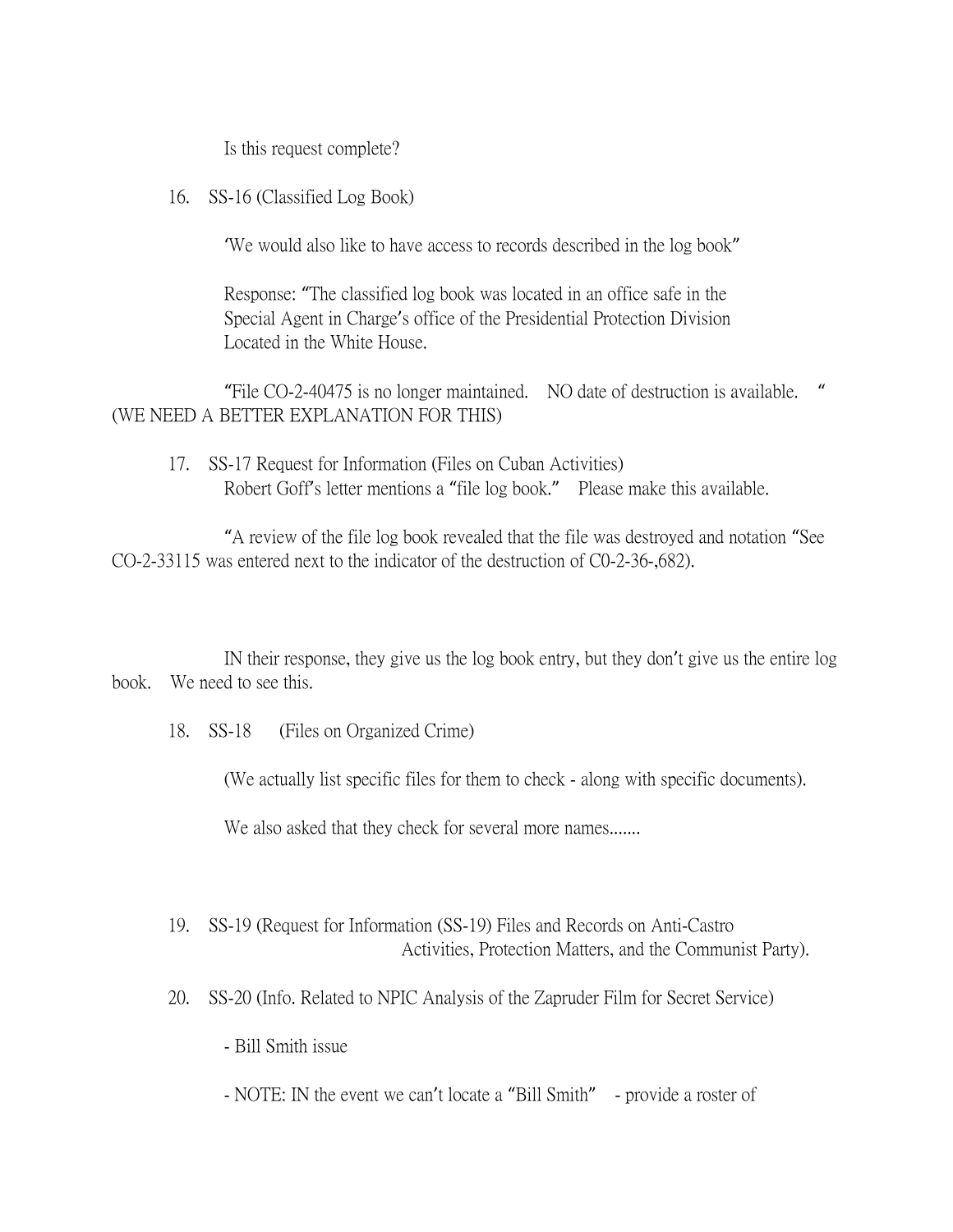Is this request complete?

16. SS-16 (Classified Log Book)

    'We would also like to have access to records described in the log book"

    Response: "The classified log book was located in an office safe in the Special Agent in Charge's office of the Presidential Protection Division Located in the White House.

    "File CO-2-40475 is no longer maintained. NO date of destruction is available. "
(WE NEED A BETTER EXPLANATION FOR THIS)

17. SS-17 Request for Information (Files on Cuban Activities)
    Robert Goff's letter mentions a "file log book." Please make this available.

    "A review of the file log book revealed that the file was destroyed and notation "See CO-2-33115 was entered next to the indicator of the destruction of C0-2-36-,682).

    IN their response, they give us the log book entry, but they don't give us the entire log book. We need to see this.

18. SS-18 (Files on Organized Crime)

    (We actually list specific files for them to check - along with specific documents).

    We also asked that they check for several more names.......

19. SS-19 (Request for Information (SS-19) Files and Records on Anti-Castro Activities, Protection Matters, and the Communist Party).

20. SS-20 (Info. Related to NPIC Analysis of the Zapruder Film for Secret Service)

    - Bill Smith issue

    - NOTE: IN the event we can't locate a "Bill Smith" - provide a roster of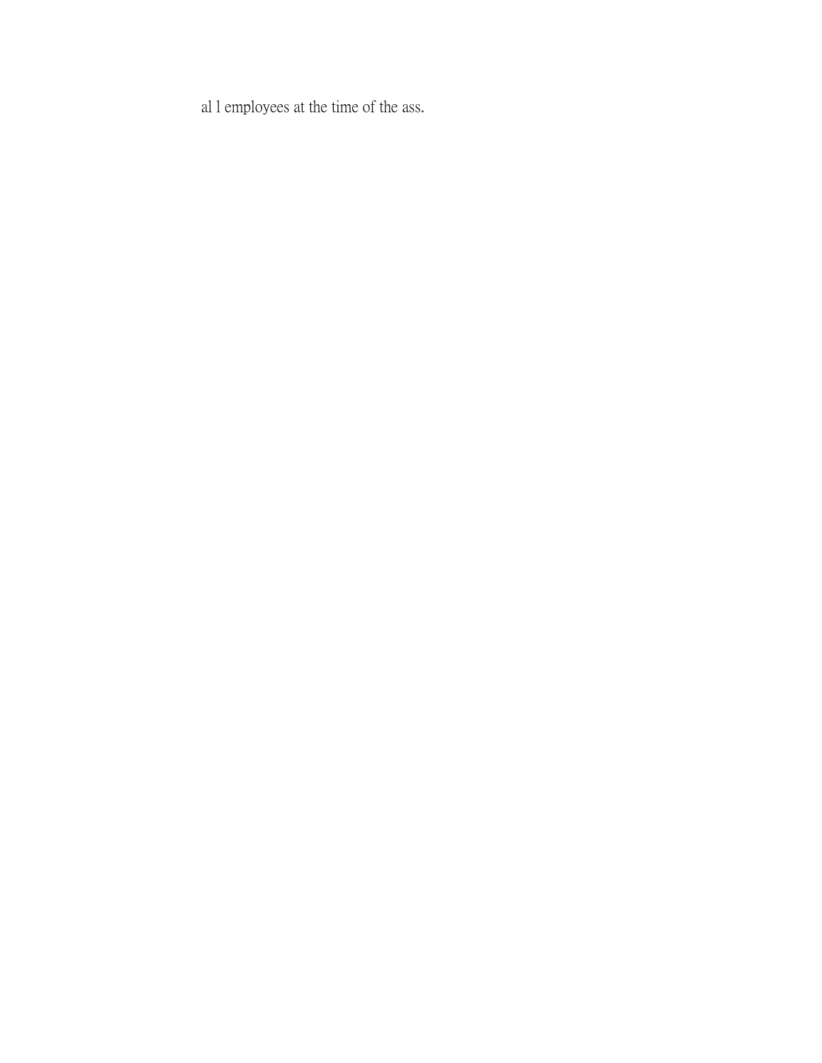al l employees at the time of the ass.